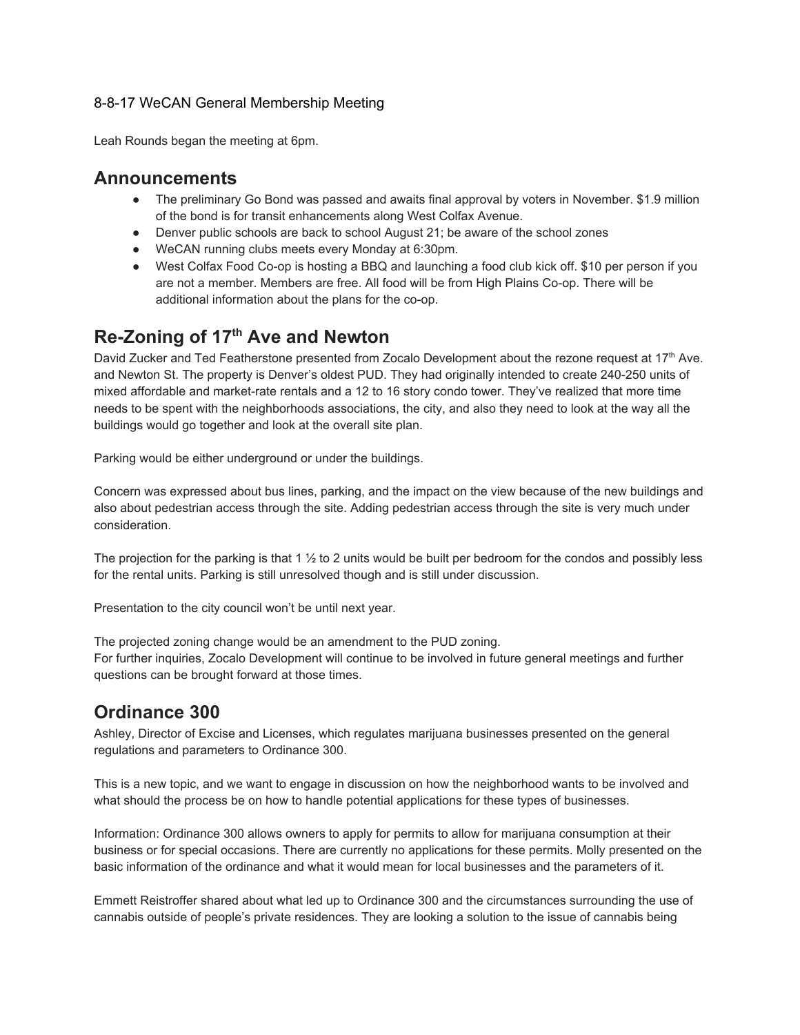8-8-17 WeCAN General Membership Meeting

Leah Rounds began the meeting at 6pm.

## Announcements

- The preliminary Go Bond was passed and awaits final approval by voters in November. $1.9 million of the bond is for transit enhancements along West Colfax Avenue.
- Denver public schools are back to school August 21; be aware of the school zones
- WeCAN running clubs meets every Monday at 6:30pm.
- West Colfax Food Co-op is hosting a BBQ and launching a food club kick off. $10 per person if you are not a member. Members are free. All food will be from High Plains Co-op. There will be additional information about the plans for the co-op.

## Re-Zoning of 17th Ave and Newton

David Zucker and Ted Featherstone presented from Zocalo Development about the rezone request at 17th Ave. and Newton St. The property is Denver's oldest PUD. They had originally intended to create 240-250 units of mixed affordable and market-rate rentals and a 12 to 16 story condo tower. They've realized that more time needs to be spent with the neighborhoods associations, the city, and also they need to look at the way all the buildings would go together and look at the overall site plan.

Parking would be either underground or under the buildings.

Concern was expressed about bus lines, parking, and the impact on the view because of the new buildings and also about pedestrian access through the site. Adding pedestrian access through the site is very much under consideration.

The projection for the parking is that 1 ½ to 2 units would be built per bedroom for the condos and possibly less for the rental units. Parking is still unresolved though and is still under discussion.

Presentation to the city council won't be until next year.

The projected zoning change would be an amendment to the PUD zoning.
For further inquiries, Zocalo Development will continue to be involved in future general meetings and further questions can be brought forward at those times.

## Ordinance 300

Ashley, Director of Excise and Licenses, which regulates marijuana businesses presented on the general regulations and parameters to Ordinance 300.

This is a new topic, and we want to engage in discussion on how the neighborhood wants to be involved and what should the process be on how to handle potential applications for these types of businesses.

Information: Ordinance 300 allows owners to apply for permits to allow for marijuana consumption at their business or for special occasions. There are currently no applications for these permits. Molly presented on the basic information of the ordinance and what it would mean for local businesses and the parameters of it.

Emmett Reistroffer shared about what led up to Ordinance 300 and the circumstances surrounding the use of cannabis outside of people's private residences. They are looking a solution to the issue of cannabis being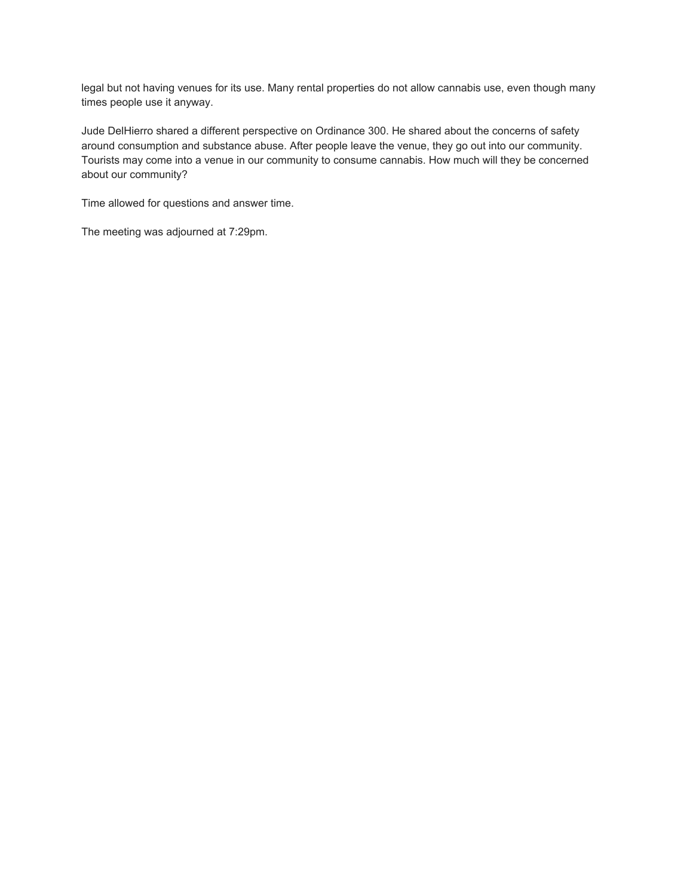legal but not having venues for its use. Many rental properties do not allow cannabis use, even though many times people use it anyway.

Jude DelHierro shared a different perspective on Ordinance 300. He shared about the concerns of safety around consumption and substance abuse. After people leave the venue, they go out into our community. Tourists may come into a venue in our community to consume cannabis. How much will they be concerned about our community?

Time allowed for questions and answer time.

The meeting was adjourned at 7:29pm.